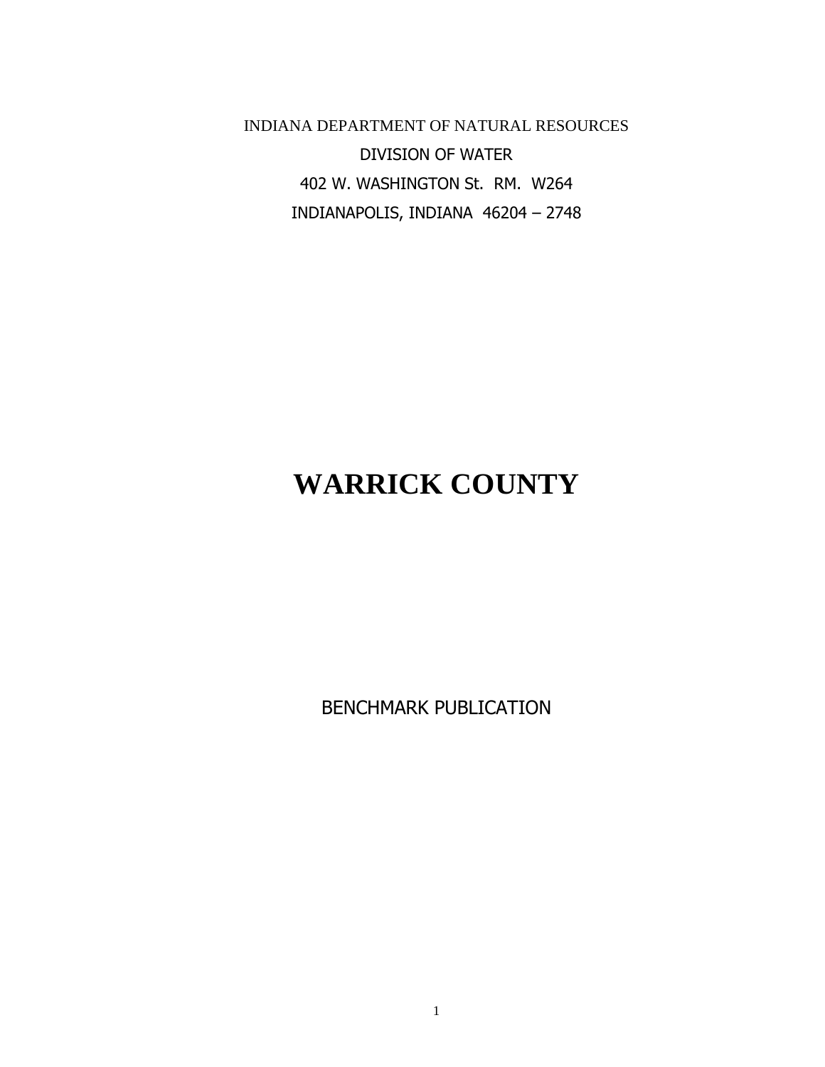INDIANA DEPARTMENT OF NATURAL RESOURCES

DIVISION OF WATER

402 W. WASHINGTON St. RM. W264

INDIANAPOLIS, INDIANA 46204 – 2748

# WARRICK COUNTY

BENCHMARK PUBLICATION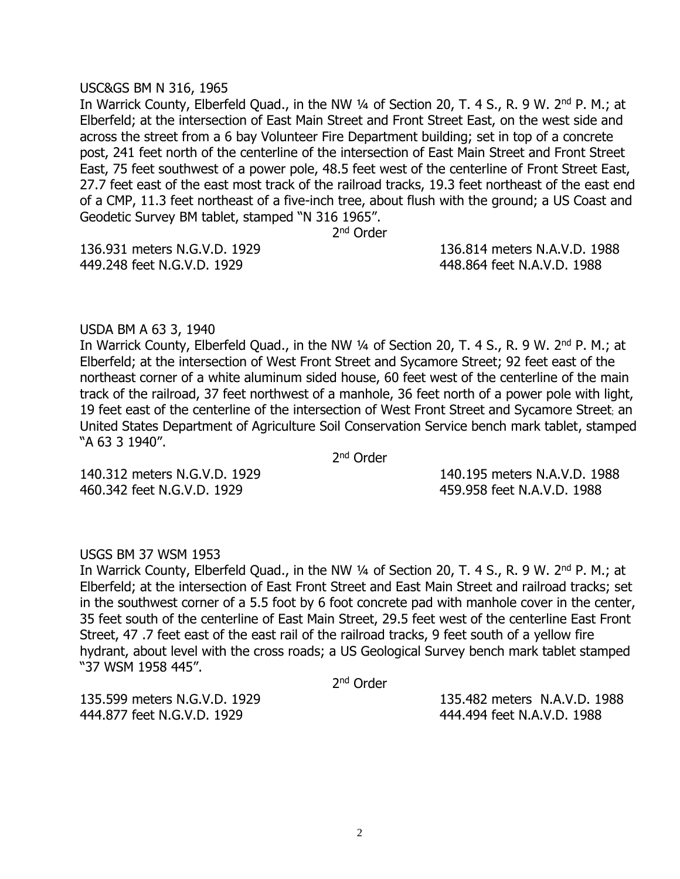USC&GS BM N 316, 1965

In Warrick County, Elberfeld Quad., in the NW ¼ of Section 20, T. 4 S., R. 9 W. 2nd P. M.; at Elberfeld; at the intersection of East Main Street and Front Street East, on the west side and across the street from a 6 bay Volunteer Fire Department building; set in top of a concrete post, 241 feet north of the centerline of the intersection of East Main Street and Front Street East, 75 feet southwest of a power pole, 48.5 feet west of the centerline of Front Street East, 27.7 feet east of the east most track of the railroad tracks, 19.3 feet northeast of the east end of a CMP, 11.3 feet northeast of a five-inch tree, about flush with the ground; a US Coast and Geodetic Survey BM tablet, stamped "N 316 1965".

2nd Order

136.931 meters N.G.V.D. 1929 136.814 meters N.A.V.D. 1988
449.248 feet N.G.V.D. 1929 448.864 feet N.A.V.D. 1988

USDA BM A 63 3, 1940

In Warrick County, Elberfeld Quad., in the NW ¼ of Section 20, T. 4 S., R. 9 W. 2nd P. M.; at Elberfeld; at the intersection of West Front Street and Sycamore Street; 92 feet east of the northeast corner of a white aluminum sided house, 60 feet west of the centerline of the main track of the railroad, 37 feet northwest of a manhole, 36 feet north of a power pole with light, 19 feet east of the centerline of the intersection of West Front Street and Sycamore Street; an United States Department of Agriculture Soil Conservation Service bench mark tablet, stamped "A 63 3 1940".

2nd Order

140.312 meters N.G.V.D. 1929 140.195 meters N.A.V.D. 1988
460.342 feet N.G.V.D. 1929 459.958 feet N.A.V.D. 1988

USGS BM 37 WSM 1953

In Warrick County, Elberfeld Quad., in the NW ¼ of Section 20, T. 4 S., R. 9 W. 2nd P. M.; at Elberfeld; at the intersection of East Front Street and East Main Street and railroad tracks; set in the southwest corner of a 5.5 foot by 6 foot concrete pad with manhole cover in the center, 35 feet south of the centerline of East Main Street, 29.5 feet west of the centerline East Front Street, 47 .7 feet east of the east rail of the railroad tracks, 9 feet south of a yellow fire hydrant, about level with the cross roads; a US Geological Survey bench mark tablet stamped "37 WSM 1958 445".

2nd Order

135.599 meters N.G.V.D. 1929 135.482 meters N.A.V.D. 1988
444.877 feet N.G.V.D. 1929 444.494 feet N.A.V.D. 1988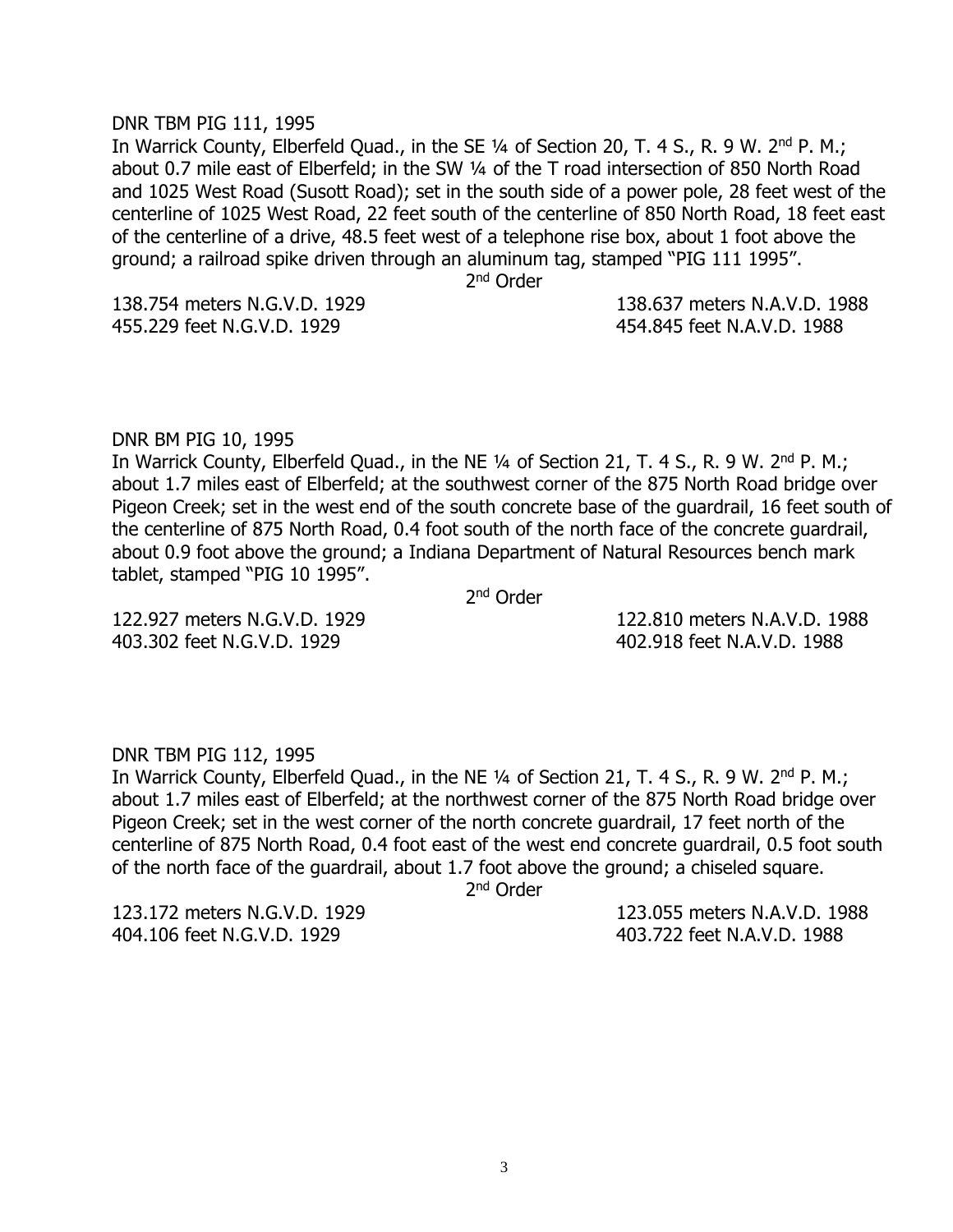DNR TBM PIG 111, 1995

In Warrick County, Elberfeld Quad., in the SE ¼ of Section 20, T. 4 S., R. 9 W. 2nd P. M.; about 0.7 mile east of Elberfeld; in the SW ¼ of the T road intersection of 850 North Road and 1025 West Road (Susott Road); set in the south side of a power pole, 28 feet west of the centerline of 1025 West Road, 22 feet south of the centerline of 850 North Road, 18 feet east of the centerline of a drive, 48.5 feet west of a telephone rise box, about 1 foot above the ground; a railroad spike driven through an aluminum tag, stamped "PIG 111 1995".

2nd Order

138.754 meters N.G.V.D. 1929 | 138.637 meters N.A.V.D. 1988
455.229 feet N.G.V.D. 1929 | 454.845 feet N.A.V.D. 1988

DNR BM PIG 10, 1995

In Warrick County, Elberfeld Quad., in the NE ¼ of Section 21, T. 4 S., R. 9 W. 2nd P. M.; about 1.7 miles east of Elberfeld; at the southwest corner of the 875 North Road bridge over Pigeon Creek; set in the west end of the south concrete base of the guardrail, 16 feet south of the centerline of 875 North Road, 0.4 foot south of the north face of the concrete guardrail, about 0.9 foot above the ground; a Indiana Department of Natural Resources bench mark tablet, stamped "PIG 10 1995".

2nd Order

122.927 meters N.G.V.D. 1929 | 122.810 meters N.A.V.D. 1988
403.302 feet N.G.V.D. 1929 | 402.918 feet N.A.V.D. 1988

DNR TBM PIG 112, 1995

In Warrick County, Elberfeld Quad., in the NE ¼ of Section 21, T. 4 S., R. 9 W. 2nd P. M.; about 1.7 miles east of Elberfeld; at the northwest corner of the 875 North Road bridge over Pigeon Creek; set in the west corner of the north concrete guardrail, 17 feet north of the centerline of 875 North Road, 0.4 foot east of the west end concrete guardrail, 0.5 foot south of the north face of the guardrail, about 1.7 foot above the ground; a chiseled square.

2nd Order

123.172 meters N.G.V.D. 1929 | 123.055 meters N.A.V.D. 1988
404.106 feet N.G.V.D. 1929 | 403.722 feet N.A.V.D. 1988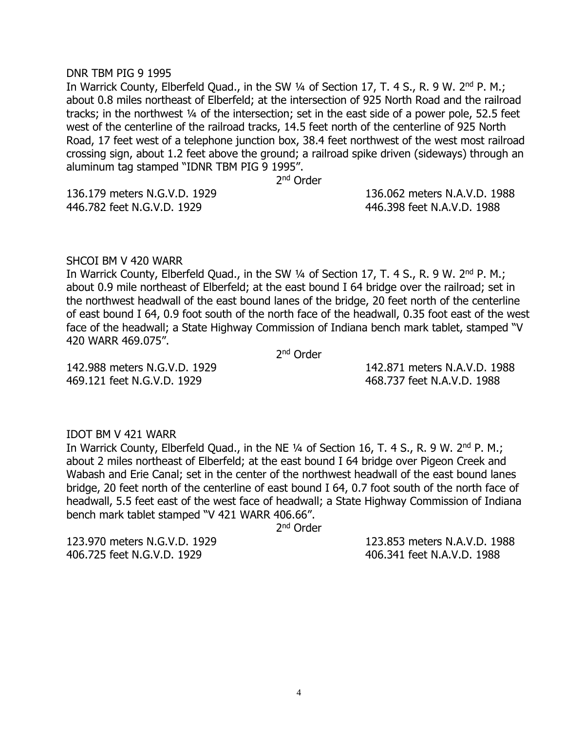DNR TBM PIG 9 1995

In Warrick County, Elberfeld Quad., in the SW ¼ of Section 17, T. 4 S., R. 9 W. 2nd P. M.; about 0.8 miles northeast of Elberfeld; at the intersection of 925 North Road and the railroad tracks; in the northwest ¼ of the intersection; set in the east side of a power pole, 52.5 feet west of the centerline of the railroad tracks, 14.5 feet north of the centerline of 925 North Road, 17 feet west of a telephone junction box, 38.4 feet northwest of the west most railroad crossing sign, about 1.2 feet above the ground; a railroad spike driven (sideways) through an aluminum tag stamped "IDNR TBM PIG 9 1995".

2nd Order

136.179 meters N.G.V.D. 1929 — 136.062 meters N.A.V.D. 1988
446.782 feet N.G.V.D. 1929 — 446.398 feet N.A.V.D. 1988

SHCOI BM V 420 WARR

In Warrick County, Elberfeld Quad., in the SW ¼ of Section 17, T. 4 S., R. 9 W. 2nd P. M.; about 0.9 mile northeast of Elberfeld; at the east bound I 64 bridge over the railroad; set in the northwest headwall of the east bound lanes of the bridge, 20 feet north of the centerline of east bound I 64, 0.9 foot south of the north face of the headwall, 0.35 foot east of the west face of the headwall; a State Highway Commission of Indiana bench mark tablet, stamped "V 420 WARR 469.075".

2nd Order

142.988 meters N.G.V.D. 1929 — 142.871 meters N.A.V.D. 1988
469.121 feet N.G.V.D. 1929 — 468.737 feet N.A.V.D. 1988

IDOT BM V 421 WARR

In Warrick County, Elberfeld Quad., in the NE ¼ of Section 16, T. 4 S., R. 9 W. 2nd P. M.; about 2 miles northeast of Elberfeld; at the east bound I 64 bridge over Pigeon Creek and Wabash and Erie Canal; set in the center of the northwest headwall of the east bound lanes bridge, 20 feet north of the centerline of east bound I 64, 0.7 foot south of the north face of headwall, 5.5 feet east of the west face of headwall; a State Highway Commission of Indiana bench mark tablet stamped "V 421 WARR 406.66".

2nd Order

123.970 meters N.G.V.D. 1929 — 123.853 meters N.A.V.D. 1988
406.725 feet N.G.V.D. 1929 — 406.341 feet N.A.V.D. 1988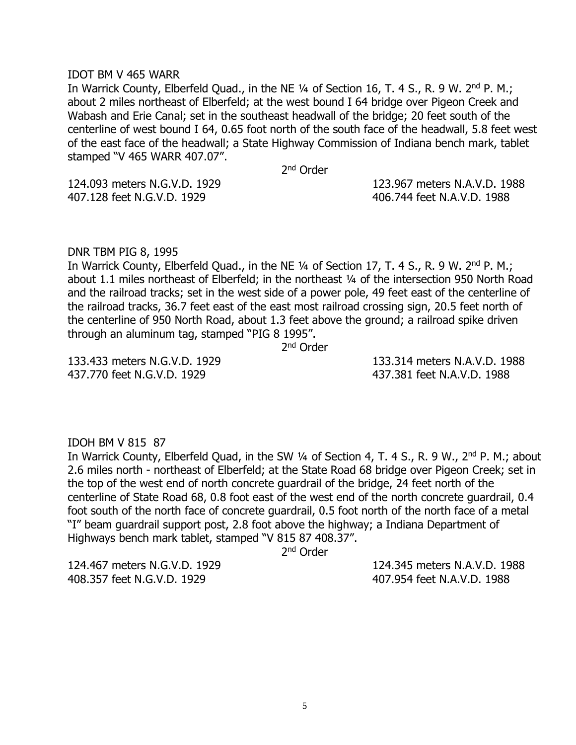IDOT BM V 465 WARR

In Warrick County, Elberfeld Quad., in the NE ¼ of Section 16, T. 4 S., R. 9 W. 2nd P. M.; about 2 miles northeast of Elberfeld; at the west bound I 64 bridge over Pigeon Creek and Wabash and Erie Canal; set in the southeast headwall of the bridge; 20 feet south of the centerline of west bound I 64, 0.65 foot north of the south face of the headwall, 5.8 feet west of the east face of the headwall; a State Highway Commission of Indiana bench mark, tablet stamped "V 465 WARR 407.07".

2nd Order

| | |
|---|---|
| 124.093 meters N.G.V.D. 1929 | 123.967 meters N.A.V.D. 1988 |
| 407.128 feet N.G.V.D. 1929 | 406.744 feet N.A.V.D. 1988 |

DNR TBM PIG 8, 1995

In Warrick County, Elberfeld Quad., in the NE ¼ of Section 17, T. 4 S., R. 9 W. 2nd P. M.; about 1.1 miles northeast of Elberfeld; in the northeast ¼ of the intersection 950 North Road and the railroad tracks; set in the west side of a power pole, 49 feet east of the centerline of the railroad tracks, 36.7 feet east of the east most railroad crossing sign, 20.5 feet north of the centerline of 950 North Road, about 1.3 feet above the ground; a railroad spike driven through an aluminum tag, stamped "PIG 8 1995".

2nd Order

| | |
|---|---|
| 133.433 meters N.G.V.D. 1929 | 133.314 meters N.A.V.D. 1988 |
| 437.770 feet N.G.V.D. 1929 | 437.381 feet N.A.V.D. 1988 |

IDOH BM V 815 87

In Warrick County, Elberfeld Quad, in the SW ¼ of Section 4, T. 4 S., R. 9 W., 2nd P. M.; about 2.6 miles north - northeast of Elberfeld; at the State Road 68 bridge over Pigeon Creek; set in the top of the west end of north concrete guardrail of the bridge, 24 feet north of the centerline of State Road 68, 0.8 foot east of the west end of the north concrete guardrail, 0.4 foot south of the north face of concrete guardrail, 0.5 foot north of the north face of a metal "I" beam guardrail support post, 2.8 foot above the highway; a Indiana Department of Highways bench mark tablet, stamped "V 815 87 408.37".

2nd Order

| | |
|---|---|
| 124.467 meters N.G.V.D. 1929 | 124.345 meters N.A.V.D. 1988 |
| 408.357 feet N.G.V.D. 1929 | 407.954 feet N.A.V.D. 1988 |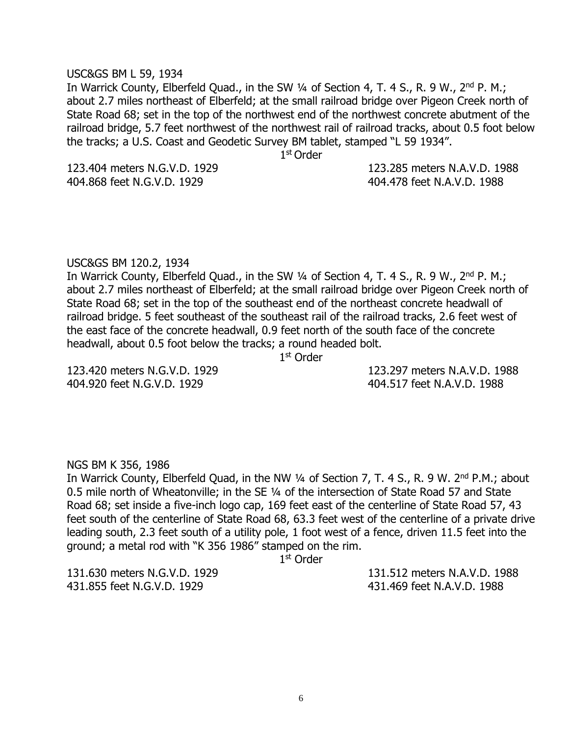USC&GS BM L 59, 1934

In Warrick County, Elberfeld Quad., in the SW ¼ of Section 4, T. 4 S., R. 9 W., 2nd P. M.; about 2.7 miles northeast of Elberfeld; at the small railroad bridge over Pigeon Creek north of State Road 68; set in the top of the northwest end of the northwest concrete abutment of the railroad bridge, 5.7 feet northwest of the northwest rail of railroad tracks, about 0.5 foot below the tracks; a U.S. Coast and Geodetic Survey BM tablet, stamped "L 59 1934".

1st Order

123.404 meters N.G.V.D. 1929 123.285 meters N.A.V.D. 1988
404.868 feet N.G.V.D. 1929 404.478 feet N.A.V.D. 1988

USC&GS BM 120.2, 1934

In Warrick County, Elberfeld Quad., in the SW ¼ of Section 4, T. 4 S., R. 9 W., 2nd P. M.; about 2.7 miles northeast of Elberfeld; at the small railroad bridge over Pigeon Creek north of State Road 68; set in the top of the southeast end of the northeast concrete headwall of railroad bridge. 5 feet southeast of the southeast rail of the railroad tracks, 2.6 feet west of the east face of the concrete headwall, 0.9 feet north of the south face of the concrete headwall, about 0.5 foot below the tracks; a round headed bolt.

1st Order

123.420 meters N.G.V.D. 1929 123.297 meters N.A.V.D. 1988
404.920 feet N.G.V.D. 1929 404.517 feet N.A.V.D. 1988

NGS BM K 356, 1986

In Warrick County, Elberfeld Quad, in the NW ¼ of Section 7, T. 4 S., R. 9 W. 2nd P.M.; about 0.5 mile north of Wheatonville; in the SE ¼ of the intersection of State Road 57 and State Road 68; set inside a five-inch logo cap, 169 feet east of the centerline of State Road 57, 43 feet south of the centerline of State Road 68, 63.3 feet west of the centerline of a private drive leading south, 2.3 feet south of a utility pole, 1 foot west of a fence, driven 11.5 feet into the ground; a metal rod with "K 356 1986" stamped on the rim.

1st Order

131.630 meters N.G.V.D. 1929 131.512 meters N.A.V.D. 1988
431.855 feet N.G.V.D. 1929 431.469 feet N.A.V.D. 1988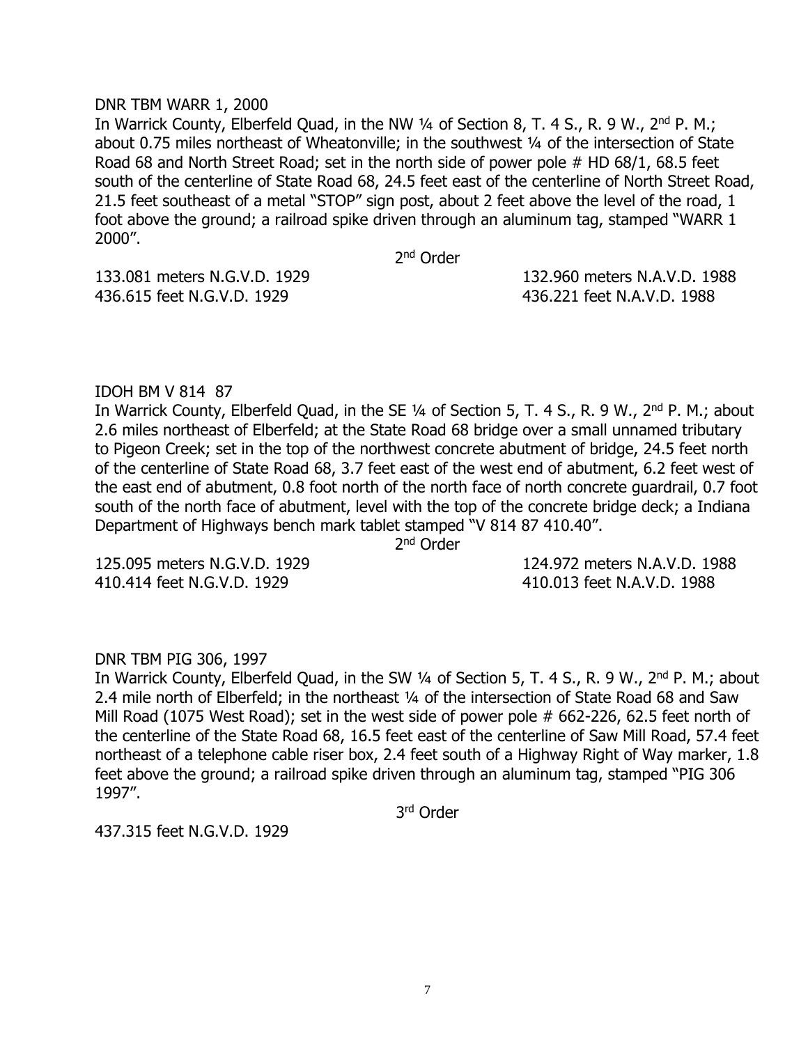DNR TBM WARR 1, 2000

In Warrick County, Elberfeld Quad, in the NW ¼ of Section 8, T. 4 S., R. 9 W., 2nd P. M.; about 0.75 miles northeast of Wheatonville; in the southwest ¼ of the intersection of State Road 68 and North Street Road; set in the north side of power pole # HD 68/1, 68.5 feet south of the centerline of State Road 68, 24.5 feet east of the centerline of North Street Road, 21.5 feet southeast of a metal "STOP" sign post, about 2 feet above the level of the road, 1 foot above the ground; a railroad spike driven through an aluminum tag, stamped "WARR 1 2000".

2nd Order

133.081 meters N.G.V.D. 1929 — 132.960 meters N.A.V.D. 1988
436.615 feet N.G.V.D. 1929 — 436.221 feet N.A.V.D. 1988

IDOH BM V 814 87

In Warrick County, Elberfeld Quad, in the SE ¼ of Section 5, T. 4 S., R. 9 W., 2nd P. M.; about 2.6 miles northeast of Elberfeld; at the State Road 68 bridge over a small unnamed tributary to Pigeon Creek; set in the top of the northwest concrete abutment of bridge, 24.5 feet north of the centerline of State Road 68, 3.7 feet east of the west end of abutment, 6.2 feet west of the east end of abutment, 0.8 foot north of the north face of north concrete guardrail, 0.7 foot south of the north face of abutment, level with the top of the concrete bridge deck; a Indiana Department of Highways bench mark tablet stamped "V 814 87 410.40".

2nd Order

125.095 meters N.G.V.D. 1929 — 124.972 meters N.A.V.D. 1988
410.414 feet N.G.V.D. 1929 — 410.013 feet N.A.V.D. 1988

DNR TBM PIG 306, 1997

In Warrick County, Elberfeld Quad, in the SW ¼ of Section 5, T. 4 S., R. 9 W., 2nd P. M.; about 2.4 mile north of Elberfeld; in the northeast ¼ of the intersection of State Road 68 and Saw Mill Road (1075 West Road); set in the west side of power pole # 662-226, 62.5 feet north of the centerline of the State Road 68, 16.5 feet east of the centerline of Saw Mill Road, 57.4 feet northeast of a telephone cable riser box, 2.4 feet south of a Highway Right of Way marker, 1.8 feet above the ground; a railroad spike driven through an aluminum tag, stamped "PIG 306 1997".

3rd Order

437.315 feet N.G.V.D. 1929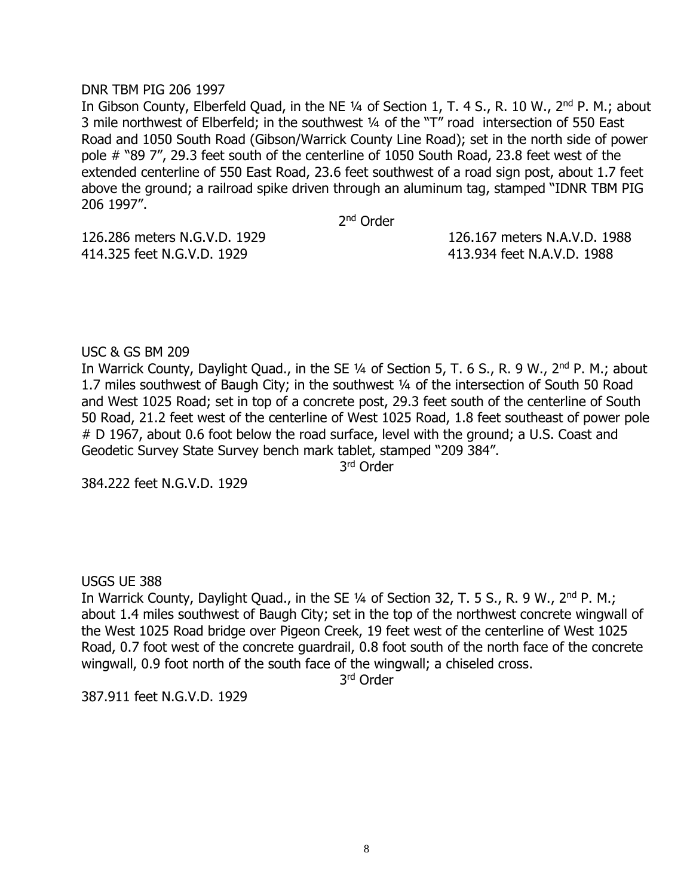DNR TBM PIG 206 1997

In Gibson County, Elberfeld Quad, in the NE ¼ of Section 1, T. 4 S., R. 10 W., 2nd P. M.; about 3 mile northwest of Elberfeld; in the southwest ¼ of the "T" road intersection of 550 East Road and 1050 South Road (Gibson/Warrick County Line Road); set in the north side of power pole # "89 7", 29.3 feet south of the centerline of 1050 South Road, 23.8 feet west of the extended centerline of 550 East Road, 23.6 feet southwest of a road sign post, about 1.7 feet above the ground; a railroad spike driven through an aluminum tag, stamped "IDNR TBM PIG 206 1997".

2nd Order

126.286 meters N.G.V.D. 1929 126.167 meters N.A.V.D. 1988
414.325 feet N.G.V.D. 1929 413.934 feet N.A.V.D. 1988

USC & GS BM 209

In Warrick County, Daylight Quad., in the SE ¼ of Section 5, T. 6 S., R. 9 W., 2nd P. M.; about 1.7 miles southwest of Baugh City; in the southwest ¼ of the intersection of South 50 Road and West 1025 Road; set in top of a concrete post, 29.3 feet south of the centerline of South 50 Road, 21.2 feet west of the centerline of West 1025 Road, 1.8 feet southeast of power pole # D 1967, about 0.6 foot below the road surface, level with the ground; a U.S. Coast and Geodetic Survey State Survey bench mark tablet, stamped "209 384".

3rd Order

384.222 feet N.G.V.D. 1929

USGS UE 388

In Warrick County, Daylight Quad., in the SE ¼ of Section 32, T. 5 S., R. 9 W., 2nd P. M.; about 1.4 miles southwest of Baugh City; set in the top of the northwest concrete wingwall of the West 1025 Road bridge over Pigeon Creek, 19 feet west of the centerline of West 1025 Road, 0.7 foot west of the concrete guardrail, 0.8 foot south of the north face of the concrete wingwall, 0.9 foot north of the south face of the wingwall; a chiseled cross.

3rd Order

387.911 feet N.G.V.D. 1929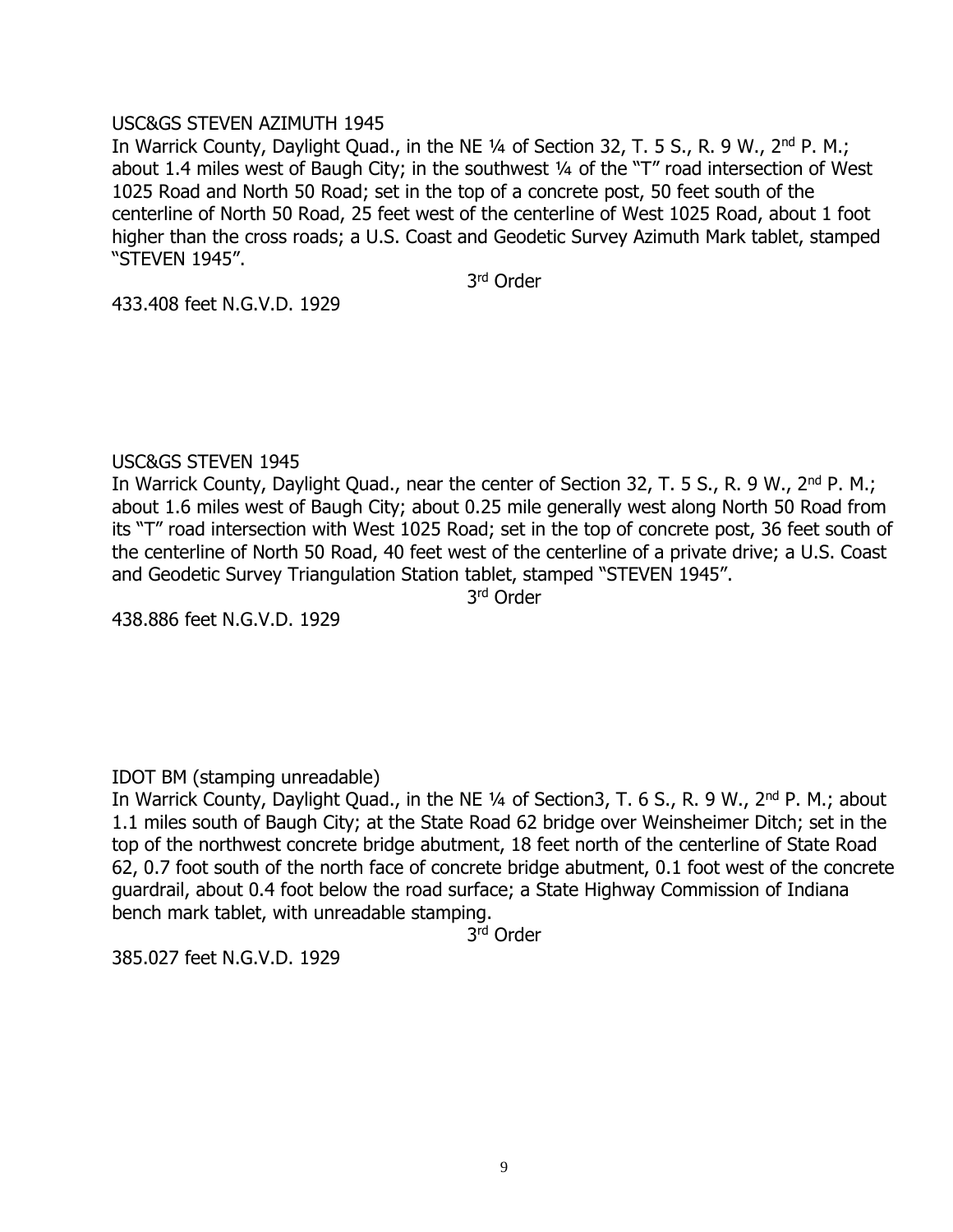USC&GS STEVEN AZIMUTH 1945

In Warrick County, Daylight Quad., in the NE ¼ of Section 32, T. 5 S., R. 9 W., 2nd P. M.; about 1.4 miles west of Baugh City; in the southwest ¼ of the "T" road intersection of West 1025 Road and North 50 Road; set in the top of a concrete post, 50 feet south of the centerline of North 50 Road, 25 feet west of the centerline of West 1025 Road, about 1 foot higher than the cross roads; a U.S. Coast and Geodetic Survey Azimuth Mark tablet, stamped "STEVEN 1945".

3rd Order

433.408 feet N.G.V.D. 1929

USC&GS STEVEN 1945

In Warrick County, Daylight Quad., near the center of Section 32, T. 5 S., R. 9 W., 2nd P. M.; about 1.6 miles west of Baugh City; about 0.25 mile generally west along North 50 Road from its "T" road intersection with West 1025 Road; set in the top of concrete post, 36 feet south of the centerline of North 50 Road, 40 feet west of the centerline of a private drive; a U.S. Coast and Geodetic Survey Triangulation Station tablet, stamped "STEVEN 1945".

3rd Order

438.886 feet N.G.V.D. 1929

IDOT BM (stamping unreadable)

In Warrick County, Daylight Quad., in the NE ¼ of Section3, T. 6 S., R. 9 W., 2nd P. M.; about 1.1 miles south of Baugh City; at the State Road 62 bridge over Weinsheimer Ditch; set in the top of the northwest concrete bridge abutment, 18 feet north of the centerline of State Road 62, 0.7 foot south of the north face of concrete bridge abutment, 0.1 foot west of the concrete guardrail, about 0.4 foot below the road surface; a State Highway Commission of Indiana bench mark tablet, with unreadable stamping.

3rd Order

385.027 feet N.G.V.D. 1929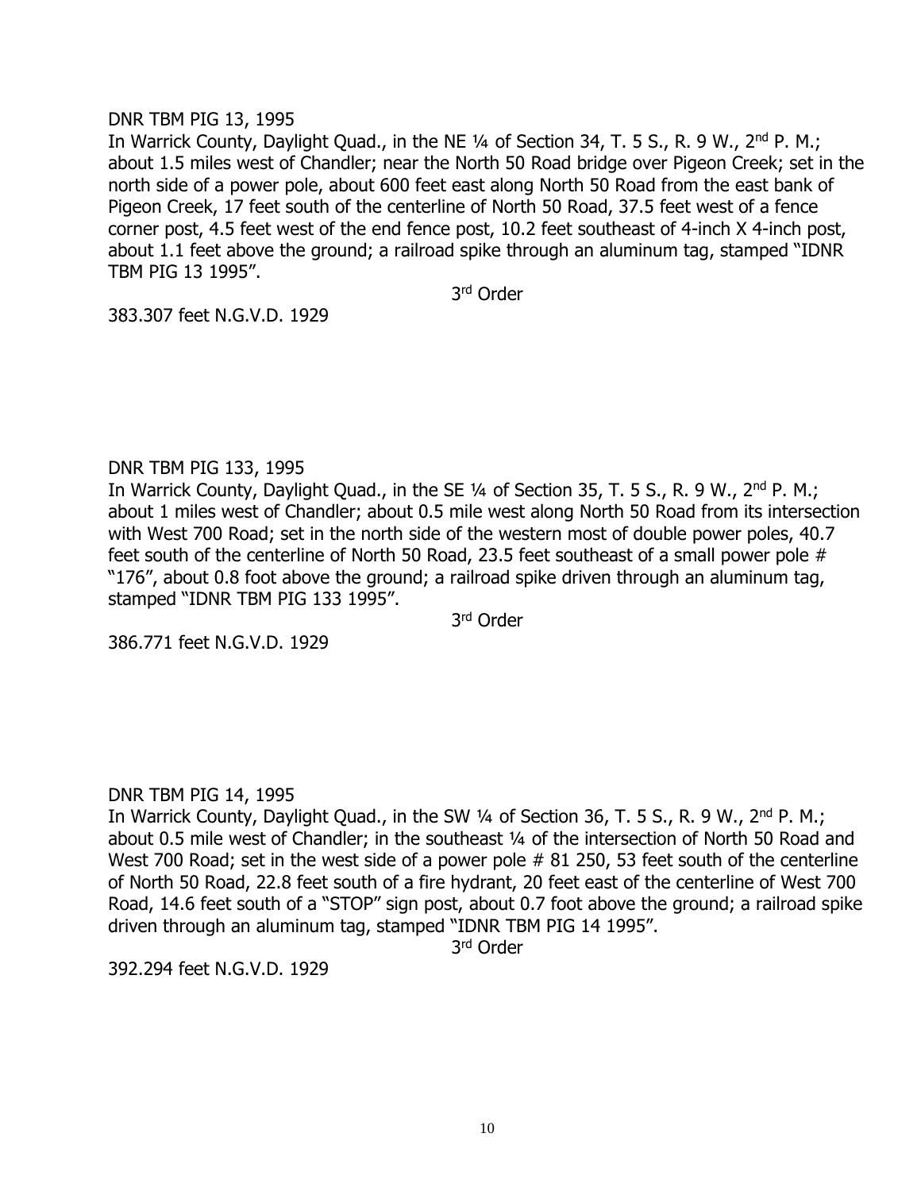DNR TBM PIG 13, 1995

In Warrick County, Daylight Quad., in the NE ¼ of Section 34, T. 5 S., R. 9 W., 2nd P. M.; about 1.5 miles west of Chandler; near the North 50 Road bridge over Pigeon Creek; set in the north side of a power pole, about 600 feet east along North 50 Road from the east bank of Pigeon Creek, 17 feet south of the centerline of North 50 Road, 37.5 feet west of a fence corner post, 4.5 feet west of the end fence post, 10.2 feet southeast of 4-inch X 4-inch post, about 1.1 feet above the ground; a railroad spike through an aluminum tag, stamped "IDNR TBM PIG 13 1995".

3rd Order

383.307 feet N.G.V.D. 1929

DNR TBM PIG 133, 1995

In Warrick County, Daylight Quad., in the SE ¼ of Section 35, T. 5 S., R. 9 W., 2nd P. M.; about 1 miles west of Chandler; about 0.5 mile west along North 50 Road from its intersection with West 700 Road; set in the north side of the western most of double power poles, 40.7 feet south of the centerline of North 50 Road, 23.5 feet southeast of a small power pole # "176", about 0.8 foot above the ground; a railroad spike driven through an aluminum tag, stamped "IDNR TBM PIG 133 1995".

3rd Order

386.771 feet N.G.V.D. 1929

DNR TBM PIG 14, 1995

In Warrick County, Daylight Quad., in the SW ¼ of Section 36, T. 5 S., R. 9 W., 2nd P. M.; about 0.5 mile west of Chandler; in the southeast ¼ of the intersection of North 50 Road and West 700 Road; set in the west side of a power pole # 81 250, 53 feet south of the centerline of North 50 Road, 22.8 feet south of a fire hydrant, 20 feet east of the centerline of West 700 Road, 14.6 feet south of a "STOP" sign post, about 0.7 foot above the ground; a railroad spike driven through an aluminum tag, stamped "IDNR TBM PIG 14 1995".

3rd Order

392.294 feet N.G.V.D. 1929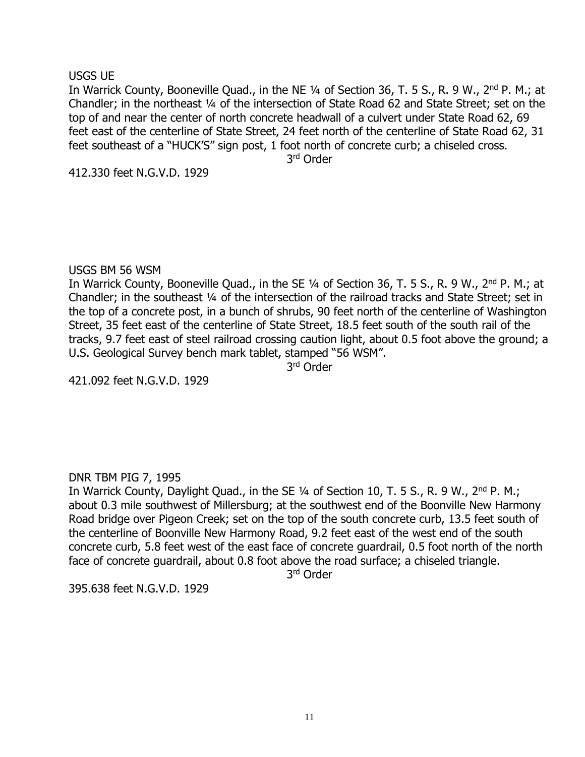USGS UE

In Warrick County, Booneville Quad., in the NE ¼ of Section 36, T. 5 S., R. 9 W., 2nd P. M.; at Chandler; in the northeast ¼ of the intersection of State Road 62 and State Street; set on the top of and near the center of north concrete headwall of a culvert under State Road 62, 69 feet east of the centerline of State Street, 24 feet north of the centerline of State Road 62, 31 feet southeast of a "HUCK'S" sign post, 1 foot north of concrete curb; a chiseled cross.

3rd Order

412.330 feet N.G.V.D. 1929

USGS BM 56 WSM

In Warrick County, Booneville Quad., in the SE ¼ of Section 36, T. 5 S., R. 9 W., 2nd P. M.; at Chandler; in the southeast ¼ of the intersection of the railroad tracks and State Street; set in the top of a concrete post, in a bunch of shrubs, 90 feet north of the centerline of Washington Street, 35 feet east of the centerline of State Street, 18.5 feet south of the south rail of the tracks, 9.7 feet east of steel railroad crossing caution light, about 0.5 foot above the ground; a U.S. Geological Survey bench mark tablet, stamped "56 WSM".

3rd Order

421.092 feet N.G.V.D. 1929

DNR TBM PIG 7, 1995

In Warrick County, Daylight Quad., in the SE ¼ of Section 10, T. 5 S., R. 9 W., 2nd P. M.; about 0.3 mile southwest of Millersburg; at the southwest end of the Boonville New Harmony Road bridge over Pigeon Creek; set on the top of the south concrete curb, 13.5 feet south of the centerline of Boonville New Harmony Road, 9.2 feet east of the west end of the south concrete curb, 5.8 feet west of the east face of concrete guardrail, 0.5 foot north of the north face of concrete guardrail, about 0.8 foot above the road surface; a chiseled triangle.

3rd Order

395.638 feet N.G.V.D. 1929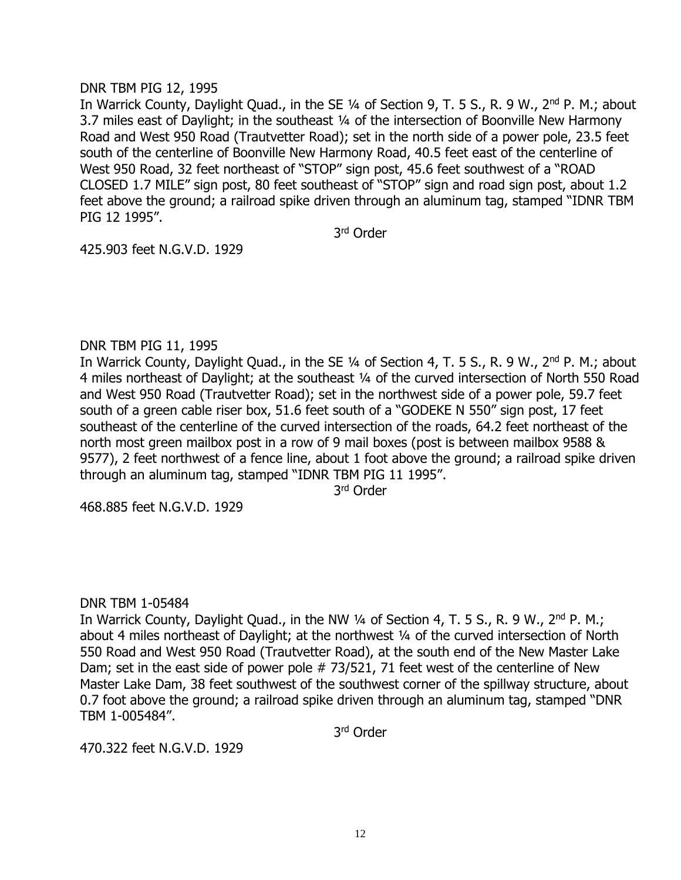DNR TBM PIG 12, 1995

In Warrick County, Daylight Quad., in the SE ¼ of Section 9, T. 5 S., R. 9 W., 2nd P. M.; about 3.7 miles east of Daylight; in the southeast ¼ of the intersection of Boonville New Harmony Road and West 950 Road (Trautvetter Road); set in the north side of a power pole, 23.5 feet south of the centerline of Boonville New Harmony Road, 40.5 feet east of the centerline of West 950 Road, 32 feet northeast of "STOP" sign post, 45.6 feet southwest of a "ROAD CLOSED 1.7 MILE" sign post, 80 feet southeast of "STOP" sign and road sign post, about 1.2 feet above the ground; a railroad spike driven through an aluminum tag, stamped "IDNR TBM PIG 12 1995".

3rd Order

425.903 feet N.G.V.D. 1929

DNR TBM PIG 11, 1995

In Warrick County, Daylight Quad., in the SE ¼ of Section 4, T. 5 S., R. 9 W., 2nd P. M.; about 4 miles northeast of Daylight; at the southeast ¼ of the curved intersection of North 550 Road and West 950 Road (Trautvetter Road); set in the northwest side of a power pole, 59.7 feet south of a green cable riser box, 51.6 feet south of a "GODEKE N 550" sign post, 17 feet southeast of the centerline of the curved intersection of the roads, 64.2 feet northeast of the north most green mailbox post in a row of 9 mail boxes (post is between mailbox 9588 & 9577), 2 feet northwest of a fence line, about 1 foot above the ground; a railroad spike driven through an aluminum tag, stamped "IDNR TBM PIG 11 1995".

3rd Order

468.885 feet N.G.V.D. 1929

DNR TBM 1-05484

In Warrick County, Daylight Quad., in the NW ¼ of Section 4, T. 5 S., R. 9 W., 2nd P. M.; about 4 miles northeast of Daylight; at the northwest ¼ of the curved intersection of North 550 Road and West 950 Road (Trautvetter Road), at the south end of the New Master Lake Dam; set in the east side of power pole # 73/521, 71 feet west of the centerline of New Master Lake Dam, 38 feet southwest of the southwest corner of the spillway structure, about 0.7 foot above the ground; a railroad spike driven through an aluminum tag, stamped "DNR TBM 1-005484".

3rd Order

470.322 feet N.G.V.D. 1929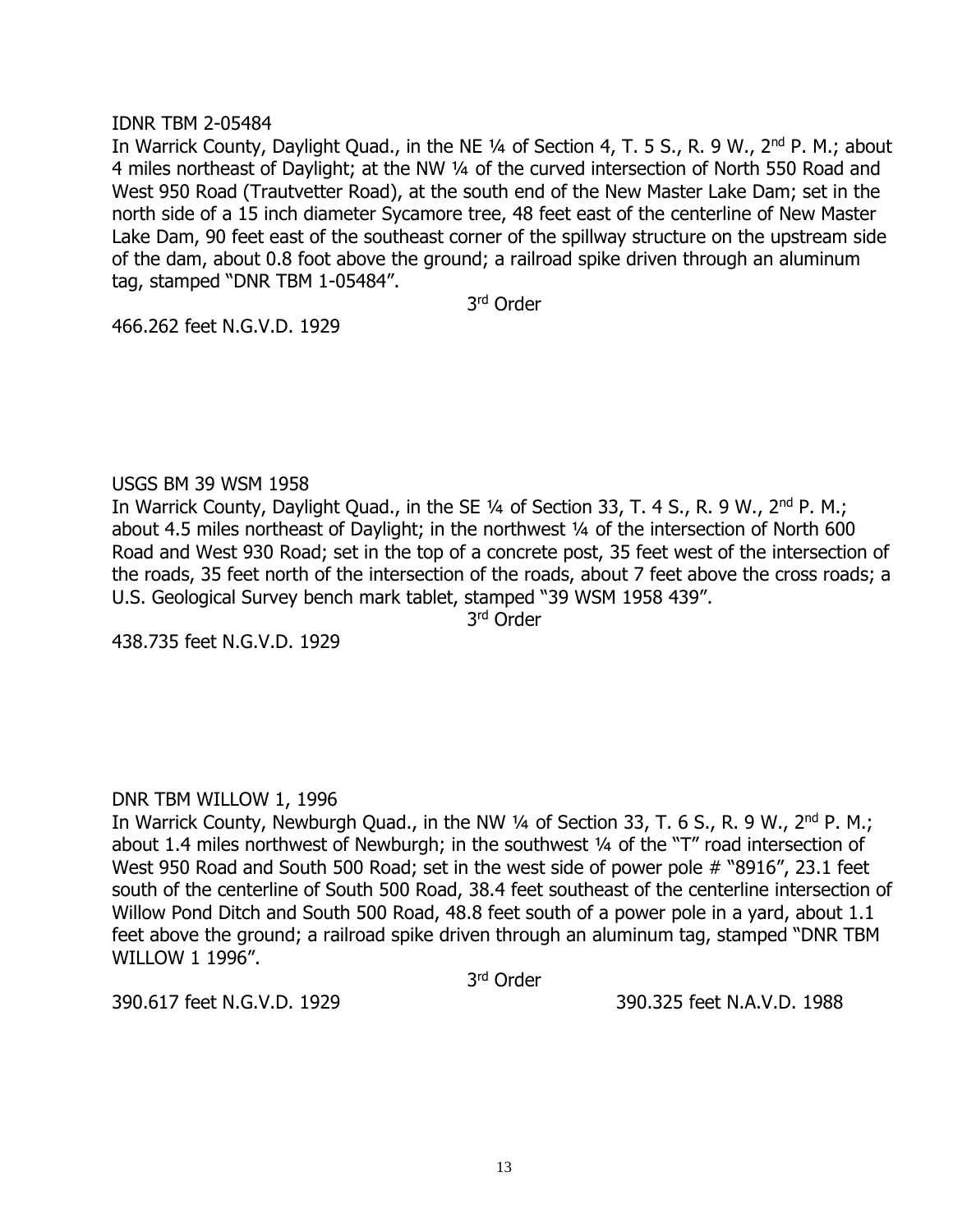IDNR TBM 2-05484

In Warrick County, Daylight Quad., in the NE ¼ of Section 4, T. 5 S., R. 9 W., 2nd P. M.; about 4 miles northeast of Daylight; at the NW ¼ of the curved intersection of North 550 Road and West 950 Road (Trautvetter Road), at the south end of the New Master Lake Dam; set in the north side of a 15 inch diameter Sycamore tree, 48 feet east of the centerline of New Master Lake Dam, 90 feet east of the southeast corner of the spillway structure on the upstream side of the dam, about 0.8 foot above the ground; a railroad spike driven through an aluminum tag, stamped "DNR TBM 1-05484".

3rd Order

466.262 feet N.G.V.D. 1929

USGS BM 39 WSM 1958

In Warrick County, Daylight Quad., in the SE ¼ of Section 33, T. 4 S., R. 9 W., 2nd P. M.; about 4.5 miles northeast of Daylight; in the northwest ¼ of the intersection of North 600 Road and West 930 Road; set in the top of a concrete post, 35 feet west of the intersection of the roads, 35 feet north of the intersection of the roads, about 7 feet above the cross roads; a U.S. Geological Survey bench mark tablet, stamped "39 WSM 1958 439".

3rd Order

438.735 feet N.G.V.D. 1929

DNR TBM WILLOW 1, 1996

In Warrick County, Newburgh Quad., in the NW ¼ of Section 33, T. 6 S., R. 9 W., 2nd P. M.; about 1.4 miles northwest of Newburgh; in the southwest ¼ of the "T" road intersection of West 950 Road and South 500 Road; set in the west side of power pole # "8916", 23.1 feet south of the centerline of South 500 Road, 38.4 feet southeast of the centerline intersection of Willow Pond Ditch and South 500 Road, 48.8 feet south of a power pole in a yard, about 1.1 feet above the ground; a railroad spike driven through an aluminum tag, stamped "DNR TBM WILLOW 1 1996".

3rd Order

390.617 feet N.G.V.D. 1929 390.325 feet N.A.V.D. 1988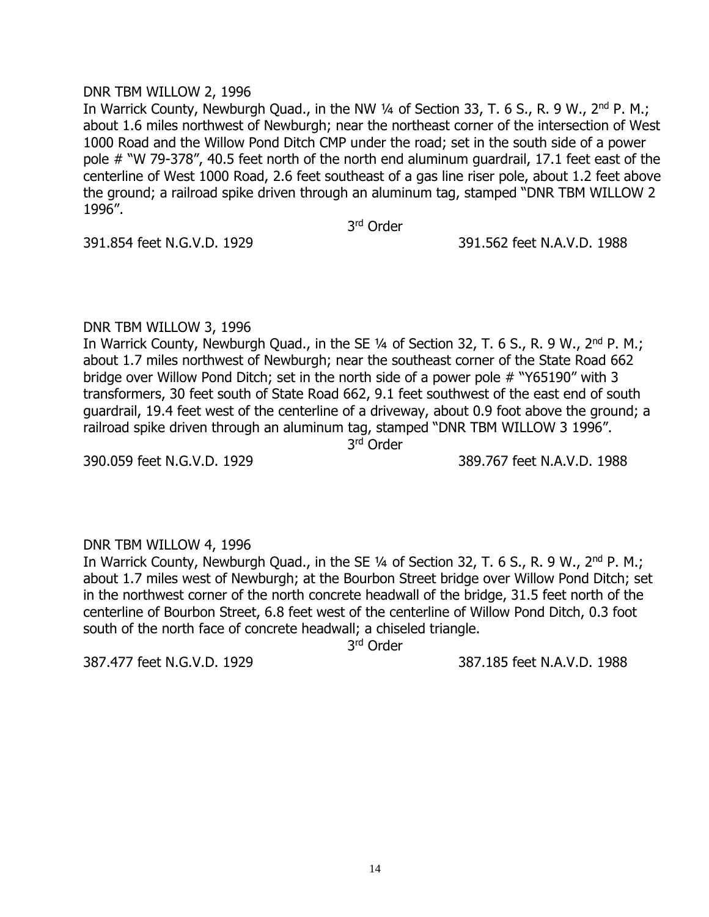DNR TBM WILLOW 2, 1996

In Warrick County, Newburgh Quad., in the NW ¼ of Section 33, T. 6 S., R. 9 W., 2nd P. M.; about 1.6 miles northwest of Newburgh; near the northeast corner of the intersection of West 1000 Road and the Willow Pond Ditch CMP under the road; set in the south side of a power pole # "W 79-378", 40.5 feet north of the north end aluminum guardrail, 17.1 feet east of the centerline of West 1000 Road, 2.6 feet southeast of a gas line riser pole, about 1.2 feet above the ground; a railroad spike driven through an aluminum tag, stamped "DNR TBM WILLOW 2 1996".

3rd Order

391.854 feet N.G.V.D. 1929 391.562 feet N.A.V.D. 1988

DNR TBM WILLOW 3, 1996

In Warrick County, Newburgh Quad., in the SE ¼ of Section 32, T. 6 S., R. 9 W., 2nd P. M.; about 1.7 miles northwest of Newburgh; near the southeast corner of the State Road 662 bridge over Willow Pond Ditch; set in the north side of a power pole # "Y65190" with 3 transformers, 30 feet south of State Road 662, 9.1 feet southwest of the east end of south guardrail, 19.4 feet west of the centerline of a driveway, about 0.9 foot above the ground; a railroad spike driven through an aluminum tag, stamped "DNR TBM WILLOW 3 1996".

3rd Order

390.059 feet N.G.V.D. 1929 389.767 feet N.A.V.D. 1988

DNR TBM WILLOW 4, 1996

In Warrick County, Newburgh Quad., in the SE ¼ of Section 32, T. 6 S., R. 9 W., 2nd P. M.; about 1.7 miles west of Newburgh; at the Bourbon Street bridge over Willow Pond Ditch; set in the northwest corner of the north concrete headwall of the bridge, 31.5 feet north of the centerline of Bourbon Street, 6.8 feet west of the centerline of Willow Pond Ditch, 0.3 foot south of the north face of concrete headwall; a chiseled triangle.

3rd Order

387.477 feet N.G.V.D. 1929 387.185 feet N.A.V.D. 1988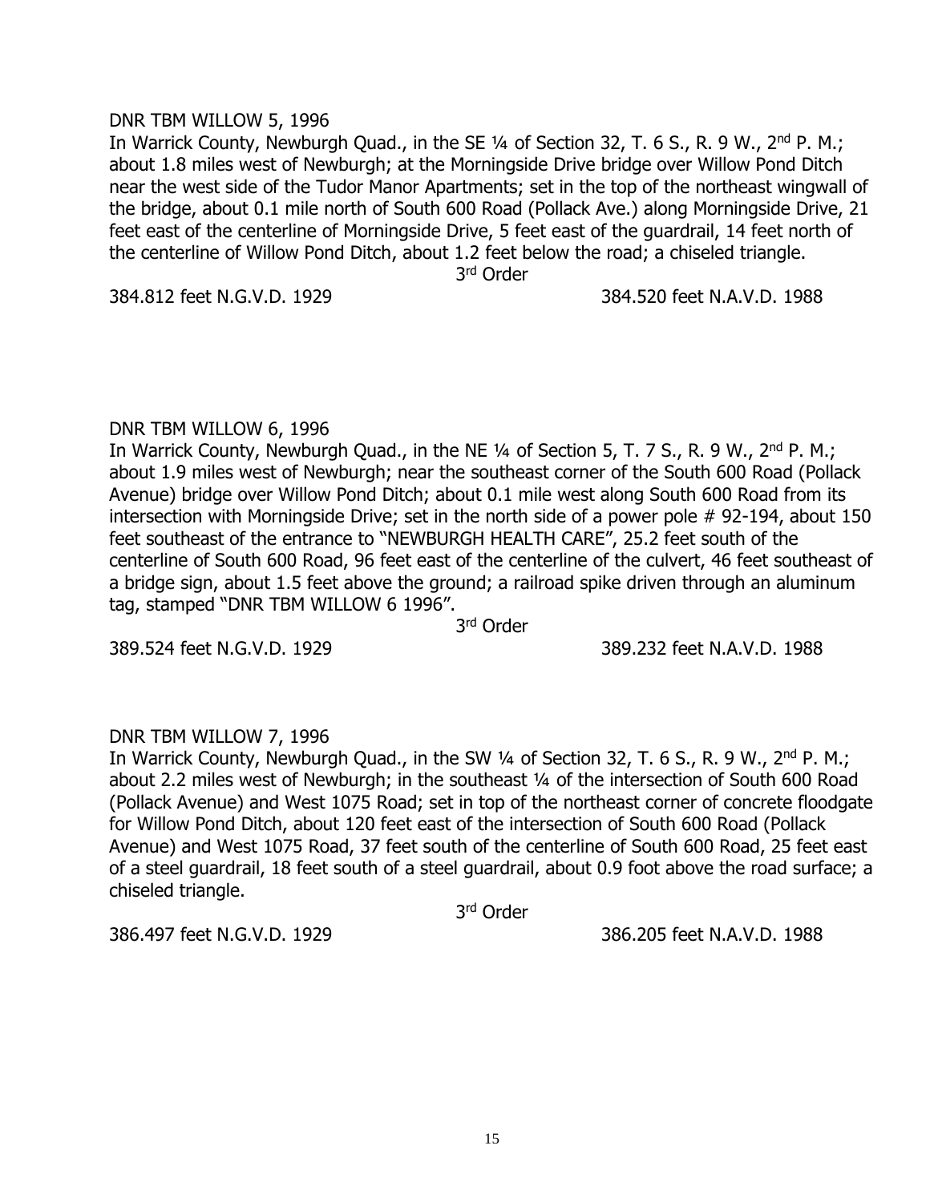DNR TBM WILLOW 5, 1996

In Warrick County, Newburgh Quad., in the SE ¼ of Section 32, T. 6 S., R. 9 W., 2nd P. M.; about 1.8 miles west of Newburgh; at the Morningside Drive bridge over Willow Pond Ditch near the west side of the Tudor Manor Apartments; set in the top of the northeast wingwall of the bridge, about 0.1 mile north of South 600 Road (Pollack Ave.) along Morningside Drive, 21 feet east of the centerline of Morningside Drive, 5 feet east of the guardrail, 14 feet north of the centerline of Willow Pond Ditch, about 1.2 feet below the road; a chiseled triangle.

3rd Order

384.812 feet N.G.V.D. 1929 384.520 feet N.A.V.D. 1988

DNR TBM WILLOW 6, 1996

In Warrick County, Newburgh Quad., in the NE ¼ of Section 5, T. 7 S., R. 9 W., 2nd P. M.; about 1.9 miles west of Newburgh; near the southeast corner of the South 600 Road (Pollack Avenue) bridge over Willow Pond Ditch; about 0.1 mile west along South 600 Road from its intersection with Morningside Drive; set in the north side of a power pole # 92-194, about 150 feet southeast of the entrance to "NEWBURGH HEALTH CARE", 25.2 feet south of the centerline of South 600 Road, 96 feet east of the centerline of the culvert, 46 feet southeast of a bridge sign, about 1.5 feet above the ground; a railroad spike driven through an aluminum tag, stamped "DNR TBM WILLOW 6 1996".

3rd Order

389.524 feet N.G.V.D. 1929 389.232 feet N.A.V.D. 1988

DNR TBM WILLOW 7, 1996

In Warrick County, Newburgh Quad., in the SW ¼ of Section 32, T. 6 S., R. 9 W., 2nd P. M.; about 2.2 miles west of Newburgh; in the southeast ¼ of the intersection of South 600 Road (Pollack Avenue) and West 1075 Road; set in top of the northeast corner of concrete floodgate for Willow Pond Ditch, about 120 feet east of the intersection of South 600 Road (Pollack Avenue) and West 1075 Road, 37 feet south of the centerline of South 600 Road, 25 feet east of a steel guardrail, 18 feet south of a steel guardrail, about 0.9 foot above the road surface; a chiseled triangle.

3rd Order

386.497 feet N.G.V.D. 1929 386.205 feet N.A.V.D. 1988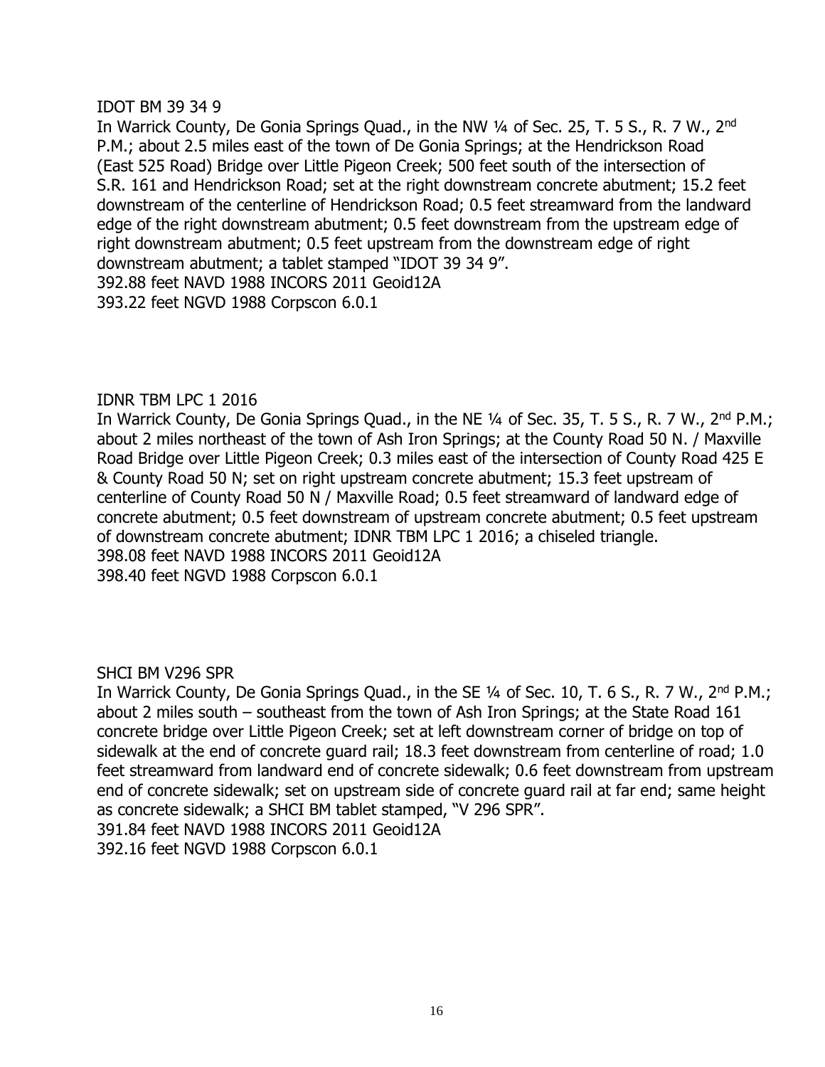IDOT BM 39 34 9

In Warrick County, De Gonia Springs Quad., in the NW ¼ of Sec. 25, T. 5 S., R. 7 W., 2nd P.M.; about 2.5 miles east of the town of De Gonia Springs; at the Hendrickson Road (East 525 Road) Bridge over Little Pigeon Creek; 500 feet south of the intersection of S.R. 161 and Hendrickson Road; set at the right downstream concrete abutment; 15.2 feet downstream of the centerline of Hendrickson Road; 0.5 feet streamward from the landward edge of the right downstream abutment; 0.5 feet downstream from the upstream edge of right downstream abutment; 0.5 feet upstream from the downstream edge of right downstream abutment; a tablet stamped "IDOT 39 34 9".
392.88 feet NAVD 1988 INCORS 2011 Geoid12A
393.22 feet NGVD 1988 Corpscon 6.0.1

IDNR TBM LPC 1 2016

In Warrick County, De Gonia Springs Quad., in the NE ¼ of Sec. 35, T. 5 S., R. 7 W., 2nd P.M.; about 2 miles northeast of the town of Ash Iron Springs; at the County Road 50 N. / Maxville Road Bridge over Little Pigeon Creek; 0.3 miles east of the intersection of County Road 425 E & County Road 50 N; set on right upstream concrete abutment; 15.3 feet upstream of centerline of County Road 50 N / Maxville Road; 0.5 feet streamward of landward edge of concrete abutment; 0.5 feet downstream of upstream concrete abutment; 0.5 feet upstream of downstream concrete abutment; IDNR TBM LPC 1 2016; a chiseled triangle.
398.08 feet NAVD 1988 INCORS 2011 Geoid12A
398.40 feet NGVD 1988 Corpscon 6.0.1

SHCI BM V296 SPR

In Warrick County, De Gonia Springs Quad., in the SE ¼ of Sec. 10, T. 6 S., R. 7 W., 2nd P.M.; about 2 miles south – southeast from the town of Ash Iron Springs; at the State Road 161 concrete bridge over Little Pigeon Creek; set at left downstream corner of bridge on top of sidewalk at the end of concrete guard rail; 18.3 feet downstream from centerline of road; 1.0 feet streamward from landward end of concrete sidewalk; 0.6 feet downstream from upstream end of concrete sidewalk; set on upstream side of concrete guard rail at far end; same height as concrete sidewalk; a SHCI BM tablet stamped, "V 296 SPR".
391.84 feet NAVD 1988 INCORS 2011 Geoid12A
392.16 feet NGVD 1988 Corpscon 6.0.1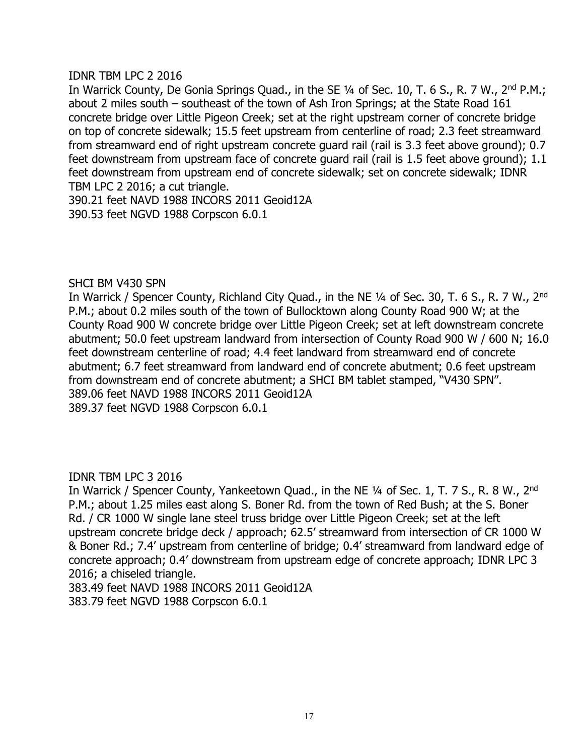IDNR TBM LPC 2 2016

In Warrick County, De Gonia Springs Quad., in the SE ¼ of Sec. 10, T. 6 S., R. 7 W., 2nd P.M.; about 2 miles south – southeast of the town of Ash Iron Springs; at the State Road 161 concrete bridge over Little Pigeon Creek; set at the right upstream corner of concrete bridge on top of concrete sidewalk; 15.5 feet upstream from centerline of road; 2.3 feet streamward from streamward end of right upstream concrete guard rail (rail is 3.3 feet above ground); 0.7 feet downstream from upstream face of concrete guard rail (rail is 1.5 feet above ground); 1.1 feet downstream from upstream end of concrete sidewalk; set on concrete sidewalk; IDNR TBM LPC 2 2016; a cut triangle.
390.21 feet NAVD 1988 INCORS 2011 Geoid12A
390.53 feet NGVD 1988 Corpscon 6.0.1

SHCI BM V430 SPN

In Warrick / Spencer County, Richland City Quad., in the NE ¼ of Sec. 30, T. 6 S., R. 7 W., 2nd P.M.; about 0.2 miles south of the town of Bullocktown along County Road 900 W; at the County Road 900 W concrete bridge over Little Pigeon Creek; set at left downstream concrete abutment; 50.0 feet upstream landward from intersection of County Road 900 W / 600 N; 16.0 feet downstream centerline of road; 4.4 feet landward from streamward end of concrete abutment; 6.7 feet streamward from landward end of concrete abutment; 0.6 feet upstream from downstream end of concrete abutment; a SHCI BM tablet stamped, "V430 SPN".
389.06 feet NAVD 1988 INCORS 2011 Geoid12A
389.37 feet NGVD 1988 Corpscon 6.0.1

IDNR TBM LPC 3 2016

In Warrick / Spencer County, Yankeetown Quad., in the NE ¼ of Sec. 1, T. 7 S., R. 8 W., 2nd P.M.; about 1.25 miles east along S. Boner Rd. from the town of Red Bush; at the S. Boner Rd. / CR 1000 W single lane steel truss bridge over Little Pigeon Creek; set at the left upstream concrete bridge deck / approach; 62.5' streamward from intersection of CR 1000 W & Boner Rd.; 7.4' upstream from centerline of bridge; 0.4' streamward from landward edge of concrete approach; 0.4' downstream from upstream edge of concrete approach; IDNR LPC 3 2016; a chiseled triangle.
383.49 feet NAVD 1988 INCORS 2011 Geoid12A
383.79 feet NGVD 1988 Corpscon 6.0.1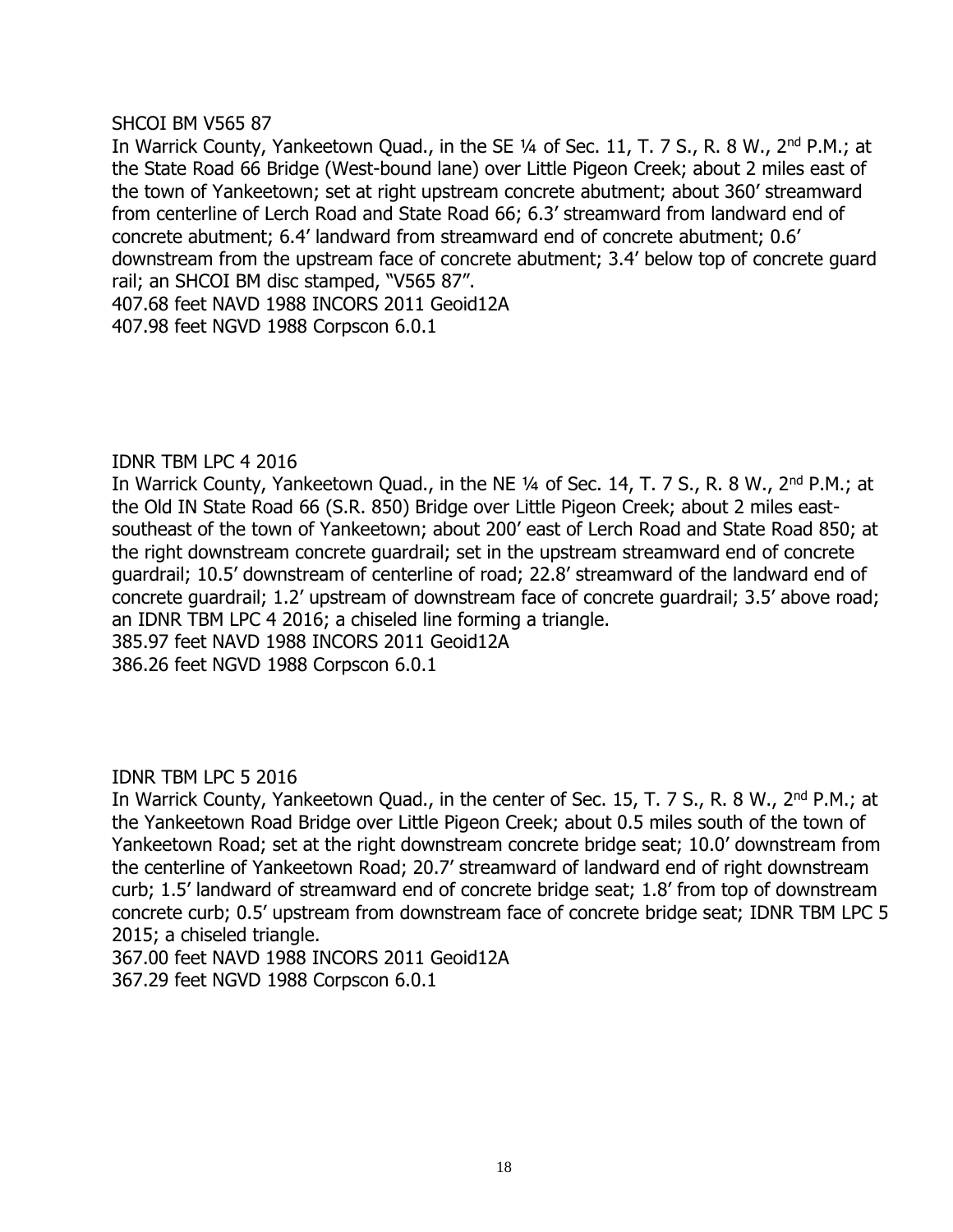SHCOI BM V565 87

In Warrick County, Yankeetown Quad., in the SE ¼ of Sec. 11, T. 7 S., R. 8 W., 2nd P.M.; at the State Road 66 Bridge (West-bound lane) over Little Pigeon Creek; about 2 miles east of the town of Yankeetown; set at right upstream concrete abutment; about 360' streamward from centerline of Lerch Road and State Road 66; 6.3' streamward from landward end of concrete abutment; 6.4' landward from streamward end of concrete abutment; 0.6' downstream from the upstream face of concrete abutment; 3.4' below top of concrete guard rail; an SHCOI BM disc stamped, "V565 87".

407.68 feet NAVD 1988 INCORS 2011 Geoid12A

407.98 feet NGVD 1988 Corpscon 6.0.1

IDNR TBM LPC 4 2016

In Warrick County, Yankeetown Quad., in the NE ¼ of Sec. 14, T. 7 S., R. 8 W., 2nd P.M.; at the Old IN State Road 66 (S.R. 850) Bridge over Little Pigeon Creek; about 2 miles east-southeast of the town of Yankeetown; about 200' east of Lerch Road and State Road 850; at the right downstream concrete guardrail; set in the upstream streamward end of concrete guardrail; 10.5' downstream of centerline of road; 22.8' streamward of the landward end of concrete guardrail; 1.2' upstream of downstream face of concrete guardrail; 3.5' above road; an IDNR TBM LPC 4 2016; a chiseled line forming a triangle.

385.97 feet NAVD 1988 INCORS 2011 Geoid12A

386.26 feet NGVD 1988 Corpscon 6.0.1

IDNR TBM LPC 5 2016

In Warrick County, Yankeetown Quad., in the center of Sec. 15, T. 7 S., R. 8 W., 2nd P.M.; at the Yankeetown Road Bridge over Little Pigeon Creek; about 0.5 miles south of the town of Yankeetown Road; set at the right downstream concrete bridge seat; 10.0' downstream from the centerline of Yankeetown Road; 20.7' streamward of landward end of right downstream curb; 1.5' landward of streamward end of concrete bridge seat; 1.8' from top of downstream concrete curb; 0.5' upstream from downstream face of concrete bridge seat; IDNR TBM LPC 5 2015; a chiseled triangle.

367.00 feet NAVD 1988 INCORS 2011 Geoid12A

367.29 feet NGVD 1988 Corpscon 6.0.1